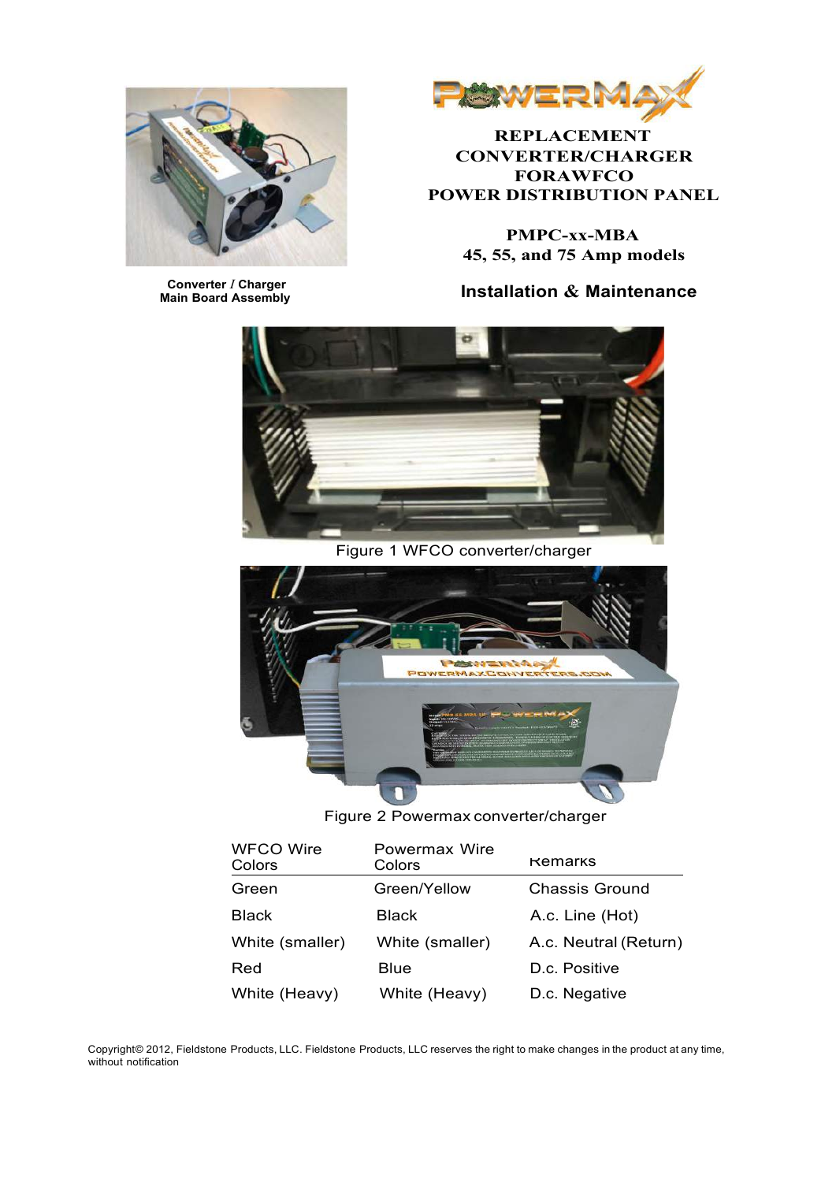Converter / Charger
Main Board Assembly

# REPLACEMENT CONVERTER/CHARGER FORAWFCO POWER DISTRIBUTION PANEL

## PMPC-xx-MBA
## 45, 55, and 75 Amp models

## Installation & Maintenance

Figure 1 WFCO converter/charger

Figure 2 Powermax converter/charger

| WFCO Wire Colors | Powermax Wire Colors | Remarks |
|---|---|---|
| Green | Green/Yellow | Chassis Ground |
| Black | Black | A.c. Line (Hot) |
| White (smaller) | White (smaller) | A.c. Neutral (Return) |
| Red | Blue | D.c. Positive |
| White (Heavy) | White (Heavy) | D.c. Negative |

Copyright© 2012, Fieldstone Products, LLC. Fieldstone Products, LLC reserves the right to make changes in the product at any time, without notification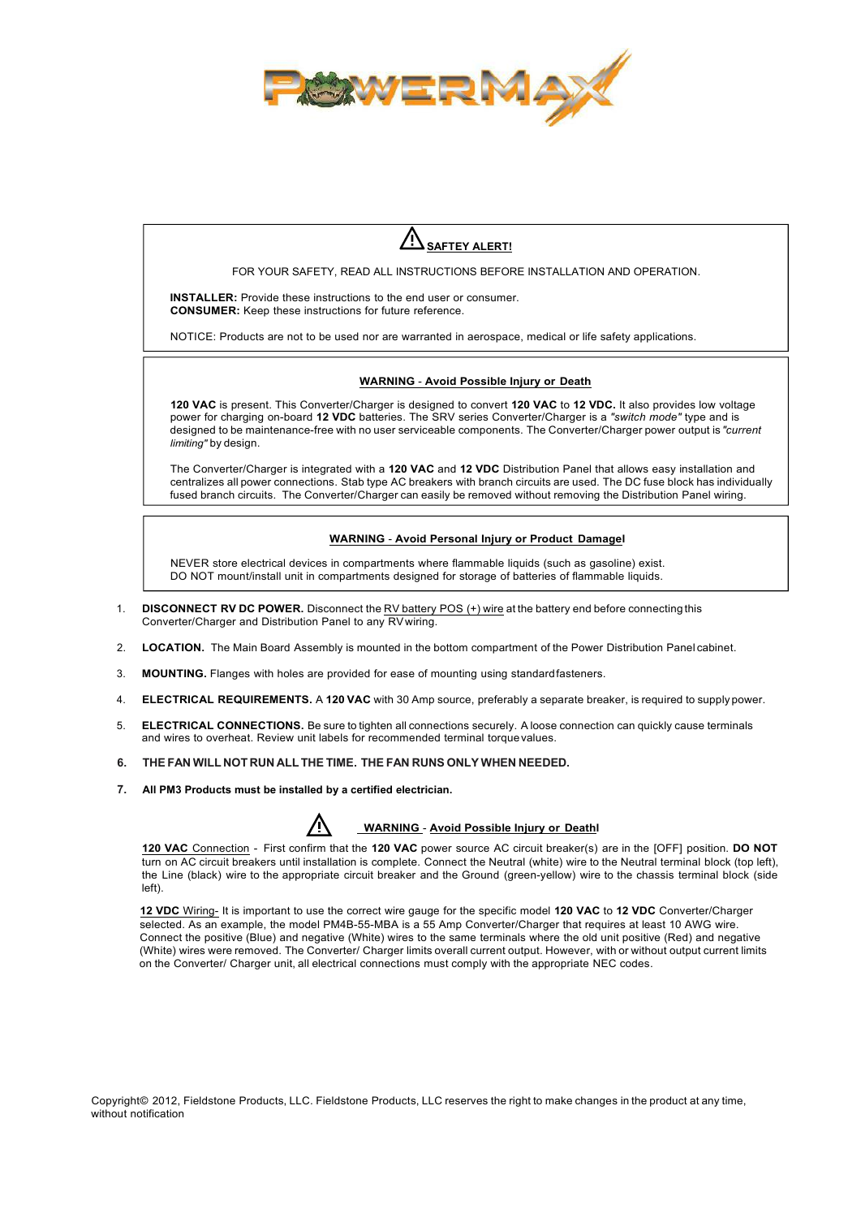**SAFTEY ALERT!**

FOR YOUR SAFETY, READ ALL INSTRUCTIONS BEFORE INSTALLATION AND OPERATION.

**INSTALLER:** Provide these instructions to the end user or consumer.
**CONSUMER:** Keep these instructions for future reference.

NOTICE: Products are not to be used nor are warranted in aerospace, medical or life safety applications.

**WARNING - Avoid Possible Injury or Death**

**120 VAC** is present. This Converter/Charger is designed to convert **120 VAC** to **12 VDC.** It also provides low voltage power for charging on-board **12 VDC** batteries. The SRV series Converter/Charger is a *"switch mode"* type and is designed to be maintenance-free with no user serviceable components. The Converter/Charger power output is *"current limiting"* by design.

The Converter/Charger is integrated with a **120 VAC** and **12 VDC** Distribution Panel that allows easy installation and centralizes all power connections. Stab type AC breakers with branch circuits are used. The DC fuse block has individually fused branch circuits. The Converter/Charger can easily be removed without removing the Distribution Panel wiring.

**WARNING - Avoid Personal Injury or Product Damagel**

NEVER store electrical devices in compartments where flammable liquids (such as gasoline) exist.
DO NOT mount/install unit in compartments designed for storage of batteries of flammable liquids.

1. **DISCONNECT RV DC POWER.** Disconnect the RV battery POS (+) wire at the battery end before connecting this Converter/Charger and Distribution Panel to any RV wiring.
2. **LOCATION.** The Main Board Assembly is mounted in the bottom compartment of the Power Distribution Panel cabinet.
3. **MOUNTING.** Flanges with holes are provided for ease of mounting using standard fasteners.
4. **ELECTRICAL REQUIREMENTS.** A **120 VAC** with 30 Amp source, preferably a separate breaker, is required to supply power.
5. **ELECTRICAL CONNECTIONS.** Be sure to tighten all connections securely. A loose connection can quickly cause terminals and wires to overheat. Review unit labels for recommended terminal torque values.
6. **THE FAN WILL NOT RUN ALL THE TIME. THE FAN RUNS ONLY WHEN NEEDED.**
7. **All PM3 Products must be installed by a certified electrician.**

**WARNING - Avoid Possible Injury or Deathl**

**120 VAC** Connection - First confirm that the **120 VAC** power source AC circuit breaker(s) are in the [OFF] position. **DO NOT** turn on AC circuit breakers until installation is complete. Connect the Neutral (white) wire to the Neutral terminal block (top left), the Line (black) wire to the appropriate circuit breaker and the Ground (green-yellow) wire to the chassis terminal block (side left).

**12 VDC** Wiring- It is important to use the correct wire gauge for the specific model **120 VAC** to **12 VDC** Converter/Charger selected. As an example, the model PM4B-55-MBA is a 55 Amp Converter/Charger that requires at least 10 AWG wire. Connect the positive (Blue) and negative (White) wires to the same terminals where the old unit positive (Red) and negative (White) wires were removed. The Converter/ Charger limits overall current output. However, with or without output current limits on the Converter/ Charger unit, all electrical connections must comply with the appropriate NEC codes.

Copyright© 2012, Fieldstone Products, LLC. Fieldstone Products, LLC reserves the right to make changes in the product at any time, without notification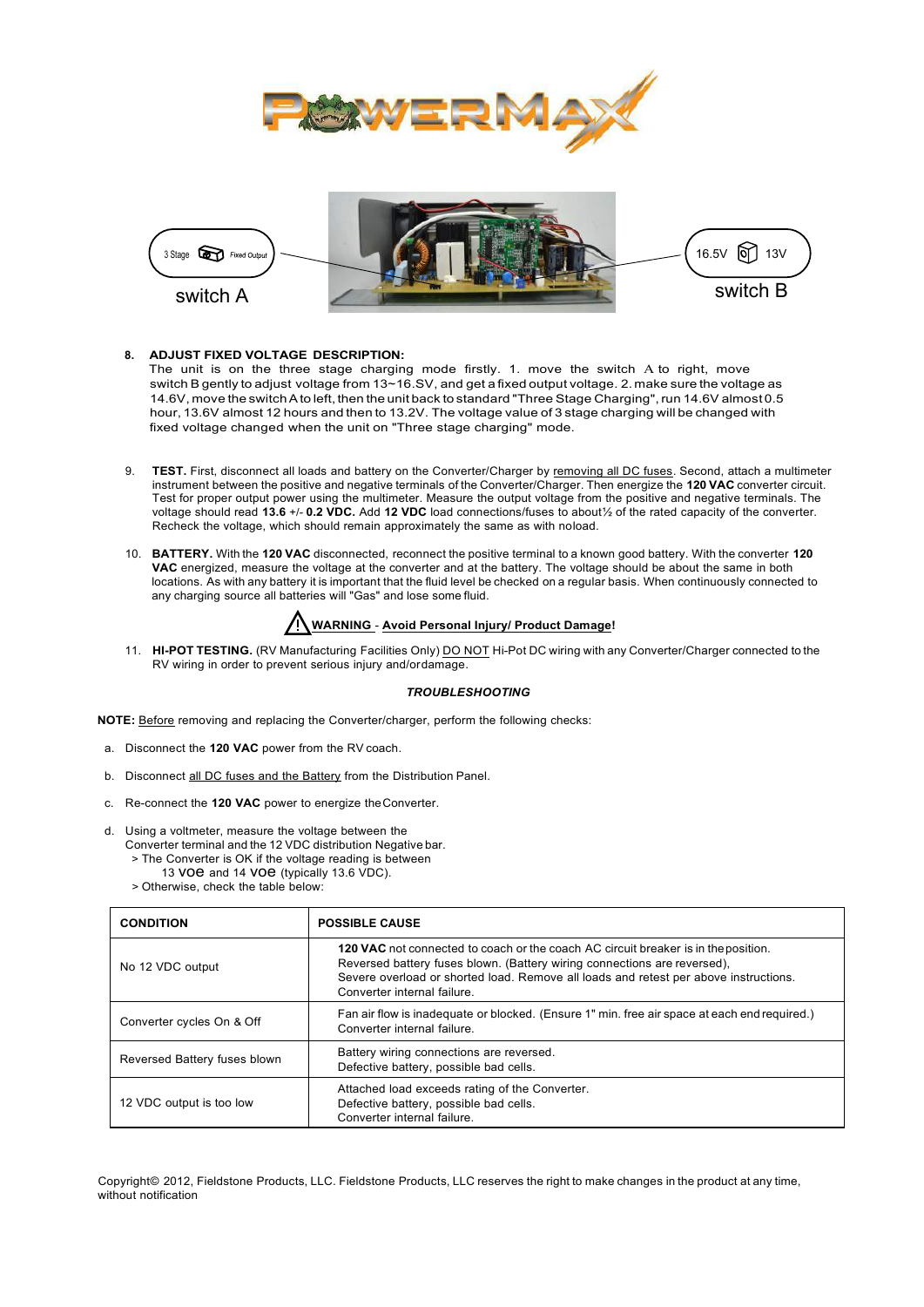3 Stage Fixed Output

switch A

16.5V 13V

switch B

8. **ADJUST FIXED VOLTAGE DESCRIPTION:**
   The unit is on the three stage charging mode firstly. 1. move the switch A to right, move switch B gently to adjust voltage from 13~16.SV, and get a fixed output voltage. 2. make sure the voltage as 14.6V, move the switch A to left, then the unit back to standard "Three Stage Charging", run 14.6V almost 0.5 hour, 13.6V almost 12 hours and then to 13.2V. The voltage value of 3 stage charging will be changed with fixed voltage changed when the unit on "Three stage charging" mode.

9. **TEST.** First, disconnect all loads and battery on the Converter/Charger by removing all DC fuses. Second, attach a multimeter instrument between the positive and negative terminals of the Converter/Charger. Then energize the **120 VAC** converter circuit. Test for proper output power using the multimeter. Measure the output voltage from the positive and negative terminals. The voltage should read **13.6** +/- **0.2 VDC.** Add **12 VDC** load connections/fuses to about½ of the rated capacity of the converter. Recheck the voltage, which should remain approximately the same as with noload.

10. **BATTERY.** With the **120 VAC** disconnected, reconnect the positive terminal to a known good battery. With the converter **120 VAC** energized, measure the voltage at the converter and at the battery. The voltage should be about the same in both locations. As with any battery it is important that the fluid level be checked on a regular basis. When continuously connected to any charging source all batteries will "Gas" and lose some fluid.

⚠ **WARNING** - **Avoid Personal Injury/ Product Damage!**

11. **HI-POT TESTING.** (RV Manufacturing Facilities Only) DO NOT Hi-Pot DC wiring with any Converter/Charger connected to the RV wiring in order to prevent serious injury and/ordamage.

***TROUBLESHOOTING***

**NOTE:** Before removing and replacing the Converter/charger, perform the following checks:

a. Disconnect the **120 VAC** power from the RV coach.

b. Disconnect all DC fuses and the Battery from the Distribution Panel.

c. Re-connect the **120 VAC** power to energize the Converter.

d. Using a voltmeter, measure the voltage between the Converter terminal and the 12 VDC distribution Negative bar.
   > The Converter is OK if the voltage reading is between 13 VOe and 14 VOe (typically 13.6 VDC).
   > Otherwise, check the table below:

| CONDITION | POSSIBLE CAUSE |
|---|---|
| No 12 VDC output | **120 VAC** not connected to coach or the coach AC circuit breaker is in the position.<br>Reversed battery fuses blown. (Battery wiring connections are reversed),<br>Severe overload or shorted load. Remove all loads and retest per above instructions.<br>Converter internal failure. |
| Converter cycles On & Off | Fan air flow is inadequate or blocked. (Ensure 1" min. free air space at each end required.)<br>Converter internal failure. |
| Reversed Battery fuses blown | Battery wiring connections are reversed.<br>Defective battery, possible bad cells. |
| 12 VDC output is too low | Attached load exceeds rating of the Converter.<br>Defective battery, possible bad cells.<br>Converter internal failure. |

Copyright© 2012, Fieldstone Products, LLC. Fieldstone Products, LLC reserves the right to make changes in the product at any time, without notification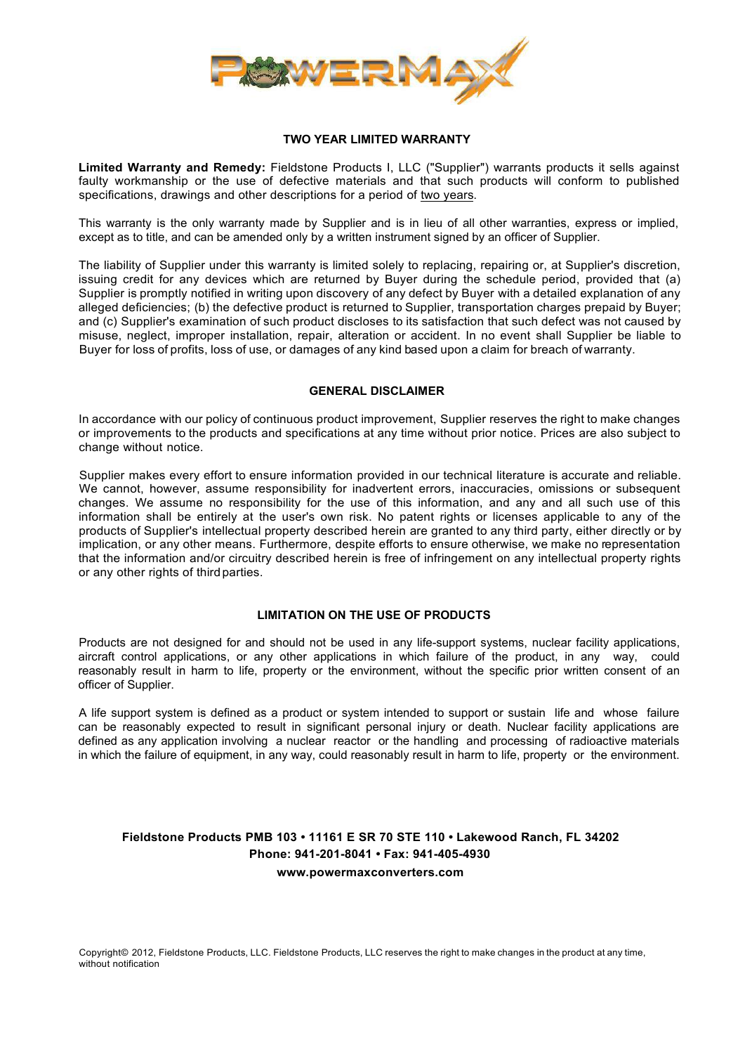## TWO YEAR LIMITED WARRANTY

**Limited Warranty and Remedy:** Fieldstone Products I, LLC ("Supplier") warrants products it sells against faulty workmanship or the use of defective materials and that such products will conform to published specifications, drawings and other descriptions for a period of two years.

This warranty is the only warranty made by Supplier and is in lieu of all other warranties, express or implied, except as to title, and can be amended only by a written instrument signed by an officer of Supplier.

The liability of Supplier under this warranty is limited solely to replacing, repairing or, at Supplier's discretion, issuing credit for any devices which are returned by Buyer during the schedule period, provided that (a) Supplier is promptly notified in writing upon discovery of any defect by Buyer with a detailed explanation of any alleged deficiencies; (b) the defective product is returned to Supplier, transportation charges prepaid by Buyer; and (c) Supplier's examination of such product discloses to its satisfaction that such defect was not caused by misuse, neglect, improper installation, repair, alteration or accident. In no event shall Supplier be liable to Buyer for loss of profits, loss of use, or damages of any kind based upon a claim for breach of warranty.

## GENERAL DISCLAIMER

In accordance with our policy of continuous product improvement, Supplier reserves the right to make changes or improvements to the products and specifications at any time without prior notice. Prices are also subject to change without notice.

Supplier makes every effort to ensure information provided in our technical literature is accurate and reliable. We cannot, however, assume responsibility for inadvertent errors, inaccuracies, omissions or subsequent changes. We assume no responsibility for the use of this information, and any and all such use of this information shall be entirely at the user's own risk. No patent rights or licenses applicable to any of the products of Supplier's intellectual property described herein are granted to any third party, either directly or by implication, or any other means. Furthermore, despite efforts to ensure otherwise, we make no representation that the information and/or circuitry described herein is free of infringement on any intellectual property rights or any other rights of third parties.

## LIMITATION ON THE USE OF PRODUCTS

Products are not designed for and should not be used in any life-support systems, nuclear facility applications, aircraft control applications, or any other applications in which failure of the product, in any way, could reasonably result in harm to life, property or the environment, without the specific prior written consent of an officer of Supplier.

A life support system is defined as a product or system intended to support or sustain life and whose failure can be reasonably expected to result in significant personal injury or death. Nuclear facility applications are defined as any application involving a nuclear reactor or the handling and processing of radioactive materials in which the failure of equipment, in any way, could reasonably result in harm to life, property or the environment.

**Fieldstone Products PMB 103 • 11161 E SR 70 STE 110 • Lakewood Ranch, FL 34202**
**Phone: 941-201-8041 • Fax: 941-405-4930**
**www.powermaxconverters.com**

Copyright© 2012, Fieldstone Products, LLC. Fieldstone Products, LLC reserves the right to make changes in the product at any time, without notification